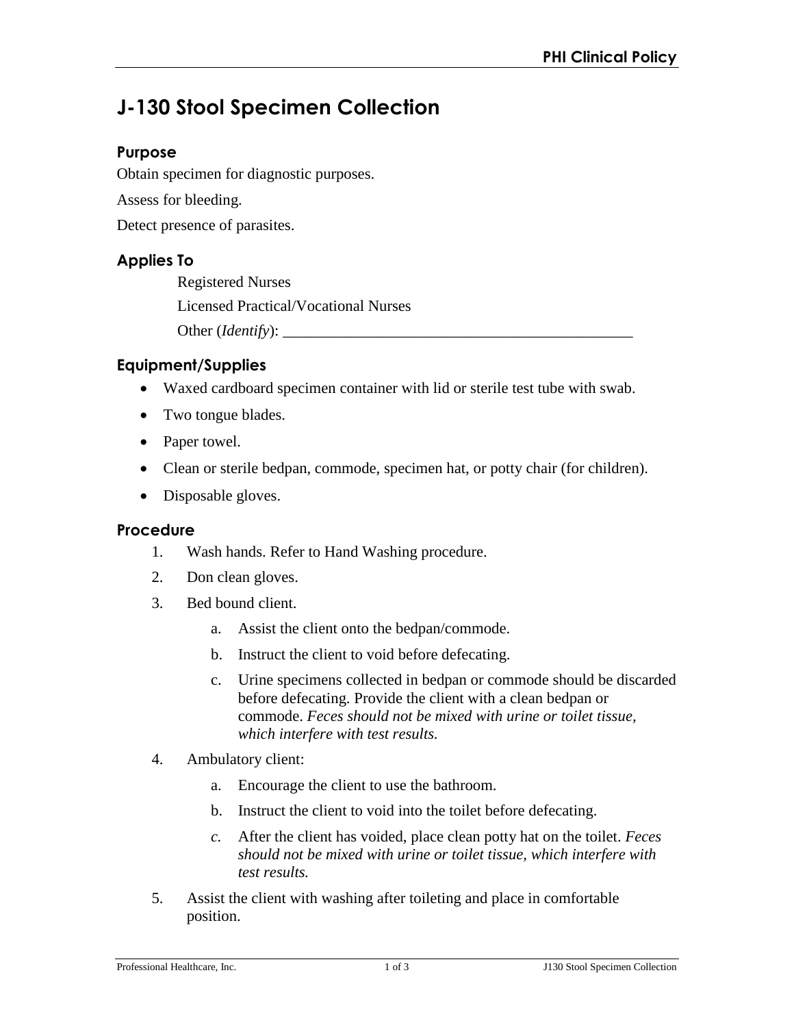# J-130 Stool Specimen Collection

### Purpose

Obtain specimen for diagnostic purposes.

Assess for bleeding.

Detect presence of parasites.

### Applies To

Registered Nurses

Licensed Practical/Vocational Nurses

Other (*Identify*): _______________________________________________

### Equipment/Supplies

- Waxed cardboard specimen container with lid or sterile test tube with swab.
- Two tongue blades.
- Paper towel.
- Clean or sterile bedpan, commode, specimen hat, or potty chair (for children).
- Disposable gloves.

### Procedure

1. Wash hands. Refer to Hand Washing procedure.
2. Don clean gloves.
3. Bed bound client.
   a. Assist the client onto the bedpan/commode.
   b. Instruct the client to void before defecating.
   c. Urine specimens collected in bedpan or commode should be discarded before defecating. Provide the client with a clean bedpan or commode. *Feces should not be mixed with urine or toilet tissue, which interfere with test results.*
4. Ambulatory client:
   a. Encourage the client to use the bathroom.
   b. Instruct the client to void into the toilet before defecating.
   c. After the client has voided, place clean potty hat on the toilet. *Feces should not be mixed with urine or toilet tissue, which interfere with test results.*
5. Assist the client with washing after toileting and place in comfortable position.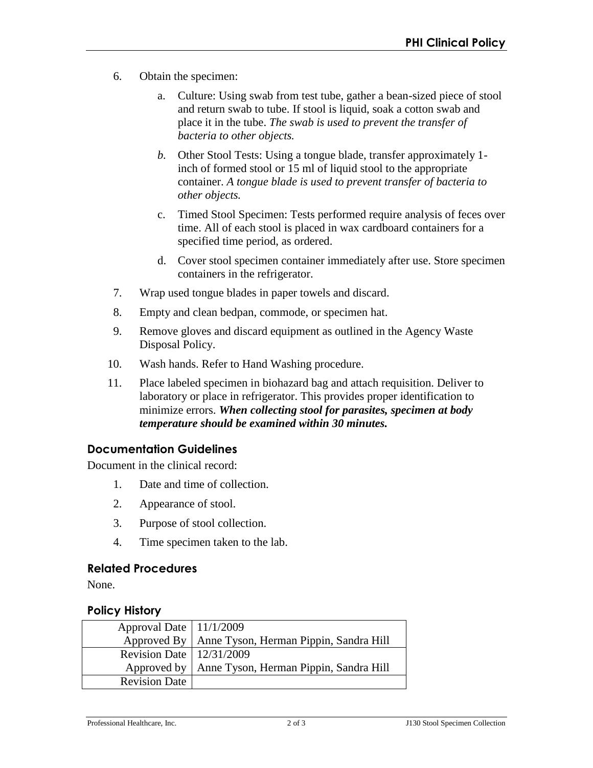6. Obtain the specimen:

   a. Culture: Using swab from test tube, gather a bean-sized piece of stool and return swab to tube. If stool is liquid, soak a cotton swab and place it in the tube. *The swab is used to prevent the transfer of bacteria to other objects.*

   *b.* Other Stool Tests: Using a tongue blade, transfer approximately 1-inch of formed stool or 15 ml of liquid stool to the appropriate container. *A tongue blade is used to prevent transfer of bacteria to other objects.*

   c. Timed Stool Specimen: Tests performed require analysis of feces over time. All of each stool is placed in wax cardboard containers for a specified time period, as ordered.

   d. Cover stool specimen container immediately after use. Store specimen containers in the refrigerator.

7. Wrap used tongue blades in paper towels and discard.

8. Empty and clean bedpan, commode, or specimen hat.

9. Remove gloves and discard equipment as outlined in the Agency Waste Disposal Policy.

10. Wash hands. Refer to Hand Washing procedure.

11. Place labeled specimen in biohazard bag and attach requisition. Deliver to laboratory or place in refrigerator. This provides proper identification to minimize errors. ***When collecting stool for parasites, specimen at body temperature should be examined within 30 minutes.***

## Documentation Guidelines

Document in the clinical record:

1. Date and time of collection.
2. Appearance of stool.
3. Purpose of stool collection.
4. Time specimen taken to the lab.

## Related Procedures

None.

## Policy History

| | |
|---|---|
| Approval Date | 11/1/2009 |
| Approved By | Anne Tyson, Herman Pippin, Sandra Hill |
| Revision Date | 12/31/2009 |
| Approved by | Anne Tyson, Herman Pippin, Sandra Hill |
| Revision Date | |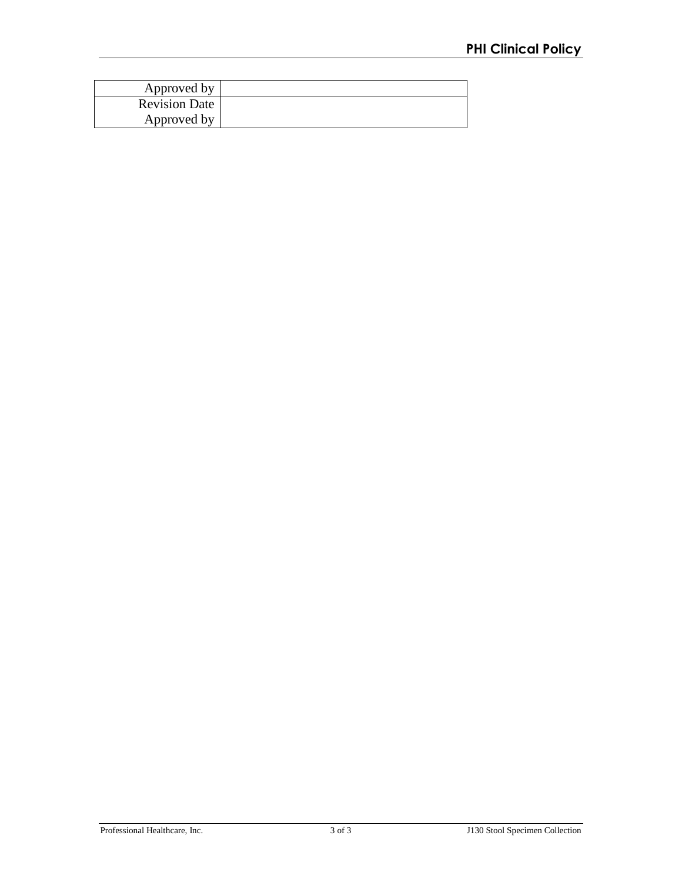| | |
|---|---|
| Approved by | |
| Revision Date<br>Approved by | |